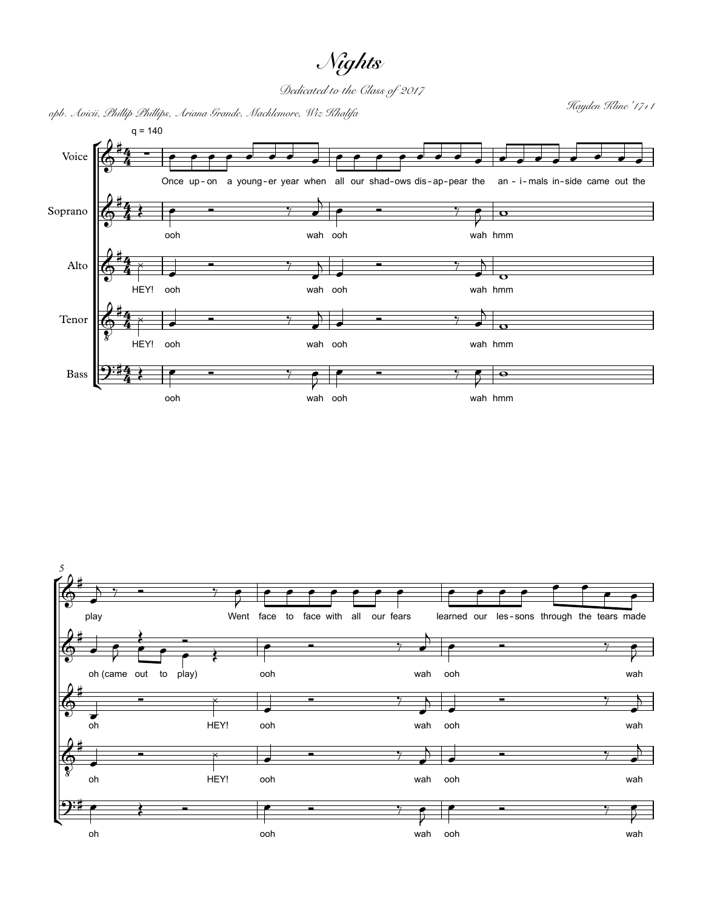# *Nights*

*Dedicated to the Class of 2017*

*arr. Avicii, Phillip Phillips, Ariana Grande, Macklemore, Wiz Khalifa*

*Hayden Kline '17+1*

q = 140

Voice: Once up-on a young-er year when all our shad-ows dis-ap-pear the an-i-mals in-side came out the play Went face to face with all our fears learned our les-sons through the tears made

Soprano: ooh wah ooh wah hmm oh (came out to play) ooh wah ooh wah

Alto: HEY! ooh wah ooh wah hmm oh HEY! ooh wah ooh wah

Tenor: HEY! ooh wah ooh wah hmm oh HEY! ooh wah ooh wah

Bass: ooh wah ooh wah hmm oh ooh wah ooh wah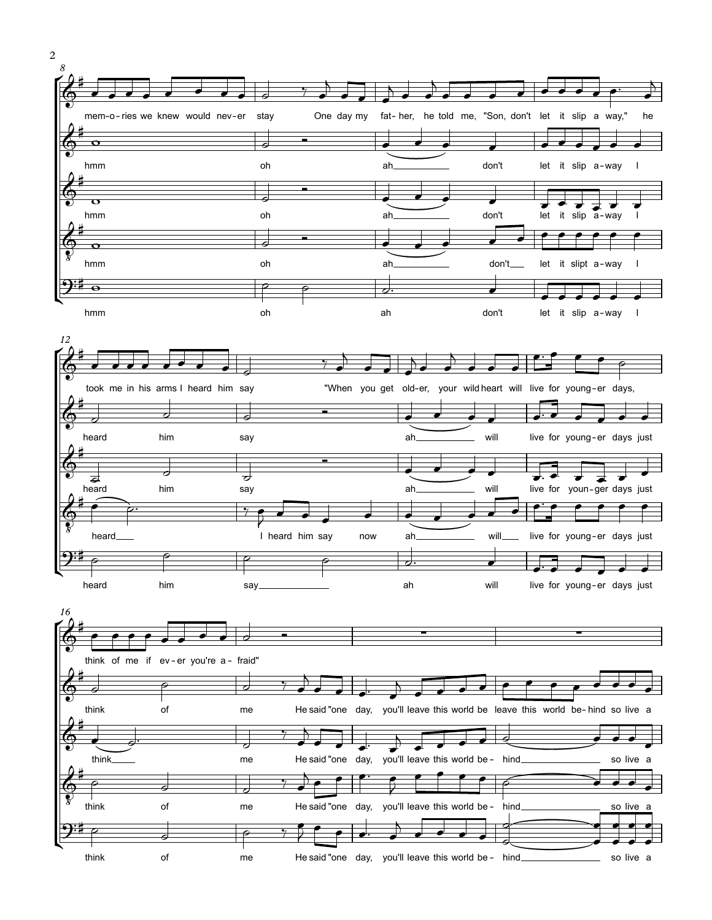mem-o-ries we knew would nev-er stay One day my fat-her, he told me, "Son, don't let it slip a way," he

hmm oh ah don't let it slip a-way I

hmm oh ah don't let it slip a-way I

hmm oh ah don't let it slipt a-way I

hmm oh ah don't let it slip a-way I

took me in his arms I heard him say "When you get old-er, your wild heart will live for young-er days,

heard him say ah will live for young-er days just

heard him say ah will live for youn-ger days just

heard I heard him say now ah will live for young-er days just

heard him say ah will live for young-er days just

think of me if ev-er you're a-fraid"

think of me He said "one day, you'll leave this world be leave this world be-hind so live a

think me He said "one day, you'll leave this world be-hind so live a

think of me He said "one day, you'll leave this world be-hind so live a

think of me He said "one day, you'll leave this world be-hind so live a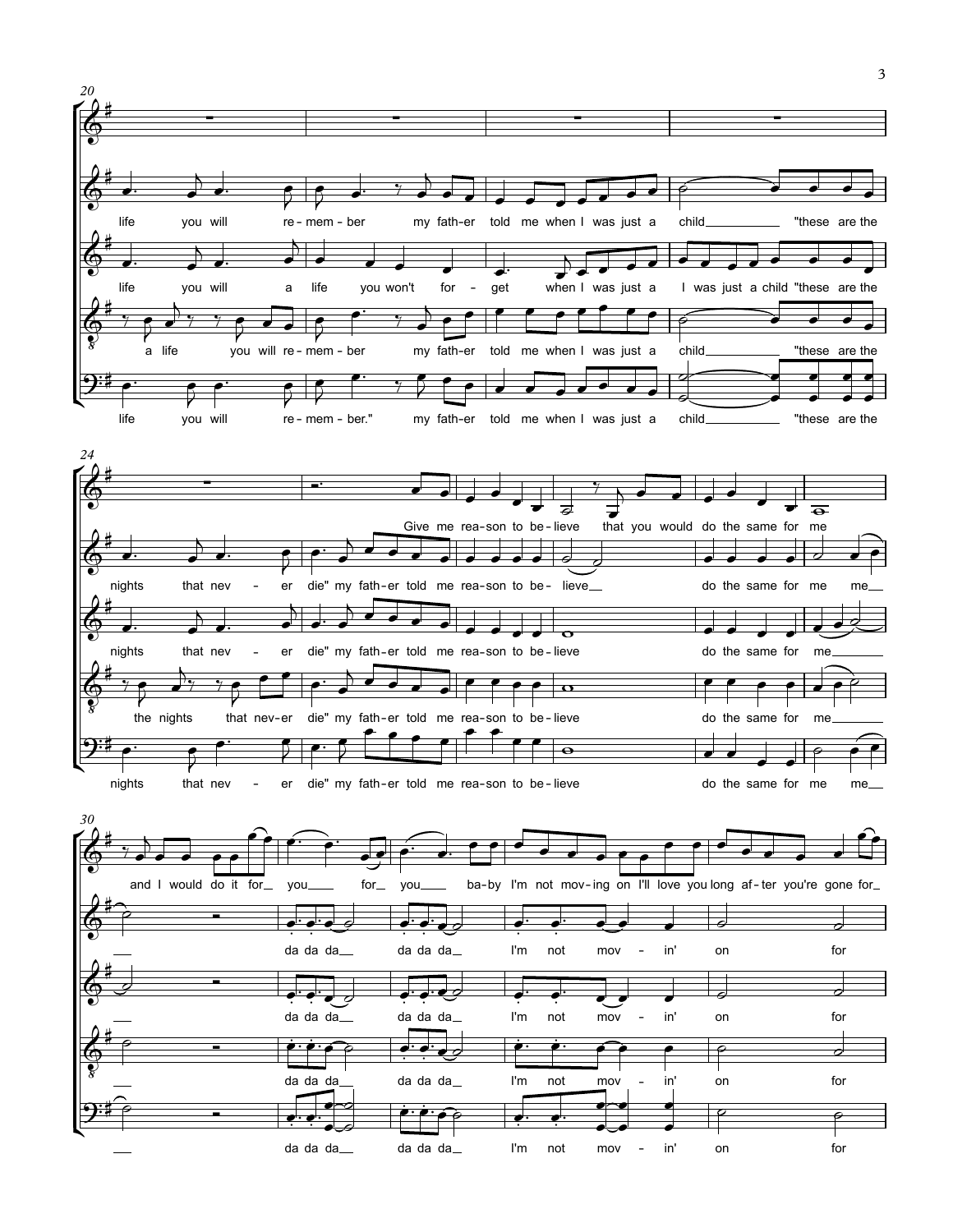20

life you will re - mem - ber my fath - er told me when I was just a child "these are the

life you will a life you won't for - get when I was just a I was just a child "these are the

a life you will re - mem - ber my fath - er told me when I was just a child "these are the

life you will re - mem - ber." my fath - er told me when I was just a child "these are the

24

Give me rea - son to be - lieve that you would do the same for me

nights that nev - er die" my fath - er told me rea - son to be - lieve do the same for me me

nights that nev - er die" my fath - er told me rea - son to be - lieve do the same for me

the nights that nev - er die" my fath - er told me rea - son to be - lieve do the same for me

nights that nev - er die" my fath - er told me rea - son to be - lieve do the same for me me

30

and I would do it for you for you ba - by I'm not mov - ing on I'll love you long af - ter you're gone for

da da da da da da I'm not mov - in' on for

da da da da da da I'm not mov - in' on for

da da da da da da I'm not mov - in' on for

da da da da da da I'm not mov - in' on for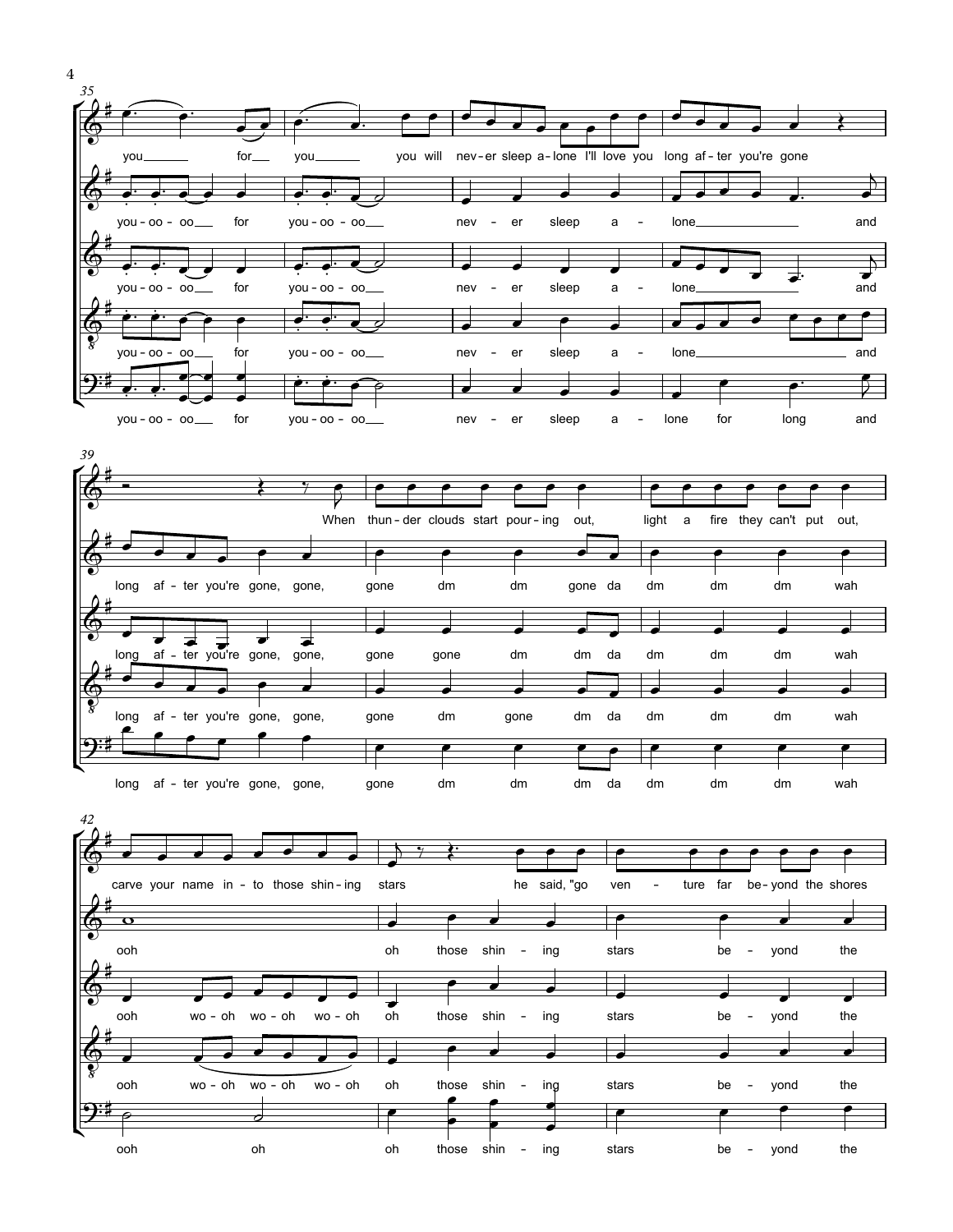**35**

you for you you will nev-er sleep a-lone I'll love you long af-ter you're gone

you-oo-oo for you-oo-oo nev-er sleep a-lone and

you-oo-oo for you-oo-oo nev-er sleep a-lone and

you-oo-oo for you-oo-oo nev-er sleep a-lone and

you-oo-oo for you-oo-oo nev-er sleep a-lone for long and

**39**

When thun-der clouds start pour-ing out, light a fire they can't put out,

long af-ter you're gone, gone, gone dm dm gone da dm dm dm wah

long af-ter you're gone, gone, gone gone dm dm da dm dm dm wah

long af-ter you're gone, gone, gone dm gone dm da dm dm dm wah

long af-ter you're gone, gone, gone dm dm dm da dm dm dm wah

**42**

carve your name in-to those shin-ing stars he said, "go ven-ture far be-yond the shores

ooh oh those shin-ing stars be-yond the

ooh wo-oh wo-oh wo-oh oh those shin-ing stars be-yond the

ooh wo-oh wo-oh wo-oh oh those shin-ing stars be-yond the

ooh oh oh those shin-ing stars be-yond the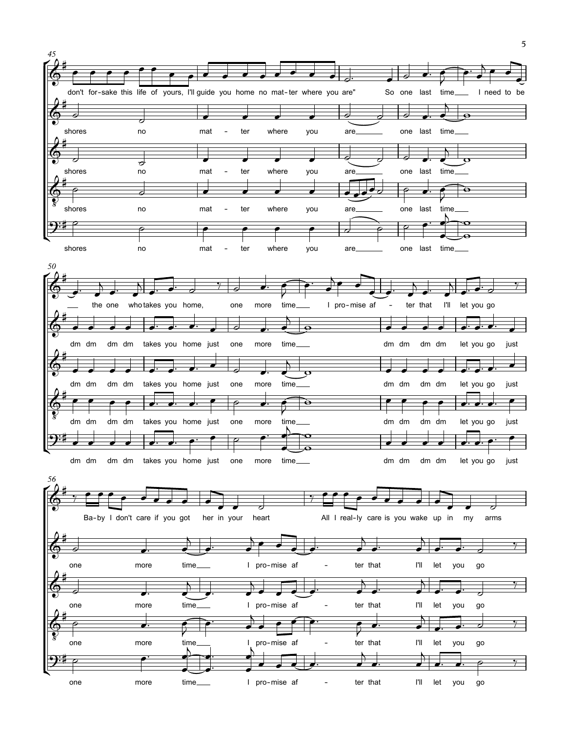45

don't for-sake this life of yours, I'll guide you home no mat-ter where you are" So one last time I need to be

shores no mat - ter where you are one last time

shores no mat - ter where you are one last time

shores no mat - ter where you are one last time

shores no mat - ter where you are one last time

50

the one who takes you home, one more time I pro-mise af - ter that I'll let you go

dm dm dm dm takes you home just one more time dm dm dm dm let you go just

dm dm dm dm takes you home just one more time dm dm dm dm let you go just

dm dm dm dm takes you home just one more time dm dm dm dm let you go just

dm dm dm dm takes you home just one more time dm dm dm dm let you go just

56

Ba-by I don't care if you got her in your heart All I real-ly care is you wake up in my arms

one more time I pro-mise af - ter that I'll let you go

one more time I pro-mise af - ter that I'll let you go

one more time I pro-mise af - ter that I'll let you go

one more time I pro-mise af - ter that I'll let you go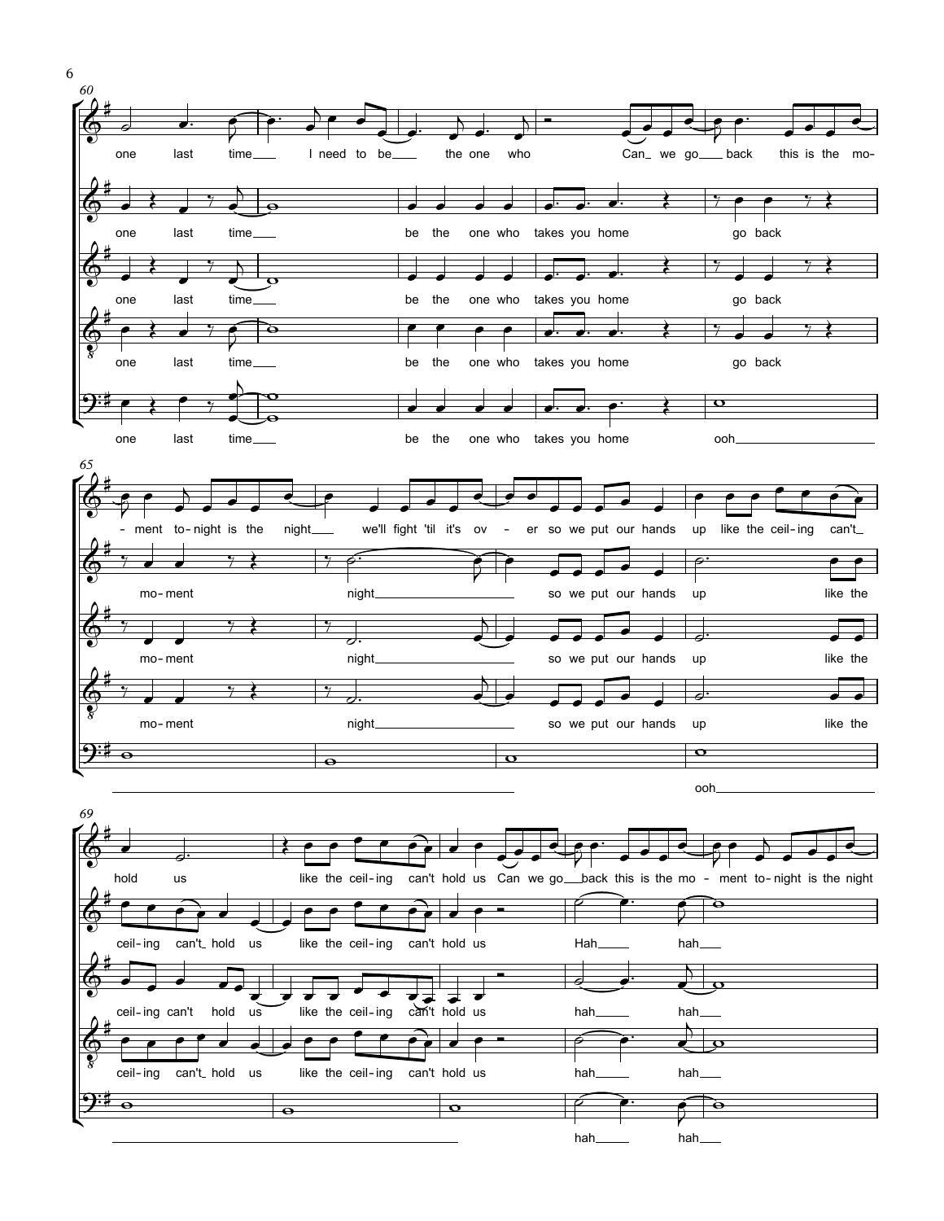60

one last time I need to be the one who Can we go back this is the mo-

one last time be the one who takes you home go back

one last time be the one who takes you home go back

one last time be the one who takes you home go back

one last time be the one who takes you home ooh

65

-ment to-night is the night we'll fight 'til it's ov - er so we put our hands up like the ceil-ing can't

mo-ment night so we put our hands up like the

mo-ment night so we put our hands up like the

mo-ment night so we put our hands up like the

ooh

69

hold us like the ceil-ing can't hold us Can we go back this is the mo - ment to-night is the night

ceil-ing can't hold us like the ceil-ing can't hold us Hah hah

ceil-ing can't hold us like the ceil-ing can't hold us hah hah

ceil-ing can't hold us like the ceil-ing can't hold us hah hah

hah hah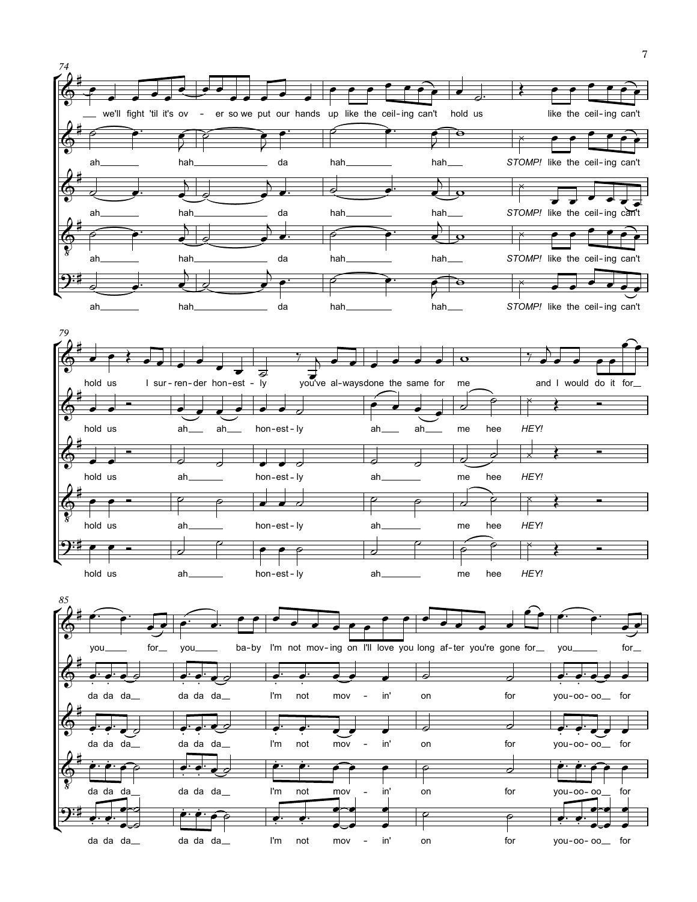74

we'll fight 'til it's ov - er so we put our hands up like the ceil-ing can't hold us like the ceil-ing can't

ah hah da hah hah *STOMP!* like the ceil-ing can't

ah hah da hah hah *STOMP!* like the ceil-ing can't

ah hah da hah hah *STOMP!* like the ceil-ing can't

ah hah da hah hah *STOMP!* like the ceil-ing can't

79

hold us I sur-ren-der hon-est-ly you've al-ways done the same for me and I would do it for

hold us ah ah hon-est-ly ah ah me hee *HEY!*

hold us ah hon-est-ly ah me hee *HEY!*

hold us ah hon-est-ly ah me hee *HEY!*

hold us ah hon-est-ly ah me hee *HEY!*

85

you for you ba-by I'm not mov-ing on I'll love you long af-ter you're gone for you for

da da da da da da I'm not mov - in' on for you-oo-oo for

da da da da da da I'm not mov - in' on for you-oo-oo for

da da da da da da I'm not mov - in' on for you-oo-oo for

da da da da da da I'm not mov - in' on for you-oo-oo for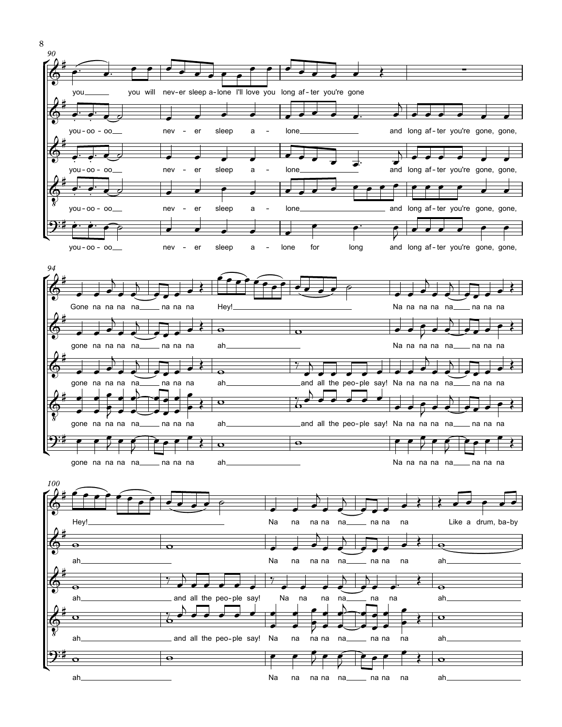90

you you will nev-er sleep a-lone I'll love you long af-ter you're gone

you-oo-oo nev-er sleep a-lone and long af-ter you're gone, gone,

you-oo-oo nev-er sleep a-lone and long af-ter you're gone, gone,

you-oo-oo nev-er sleep a-lone and long af-ter you're gone, gone,

you-oo-oo nev-er sleep a-lone for long and long af-ter you're gone, gone,

94

Gone na na na na na na na Hey! Na na na na na na na na

gone na na na na na na na ah Na na na na na na na na

gone na na na na na na na ah and all the peo-ple say! Na na na na na na na na

gone na na na na na na na ah and all the peo-ple say! Na na na na na na na na

gone na na na na na na na ah Na na na na na na na na

100

Hey! Na na na na na na na na Like a drum, ba-by

ah Na na na na na na na na ah

ah and all the peo-ple say! Na na na na na na ah

ah and all the peo-ple say! Na na na na na na na na ah

ah Na na na na na na na na ah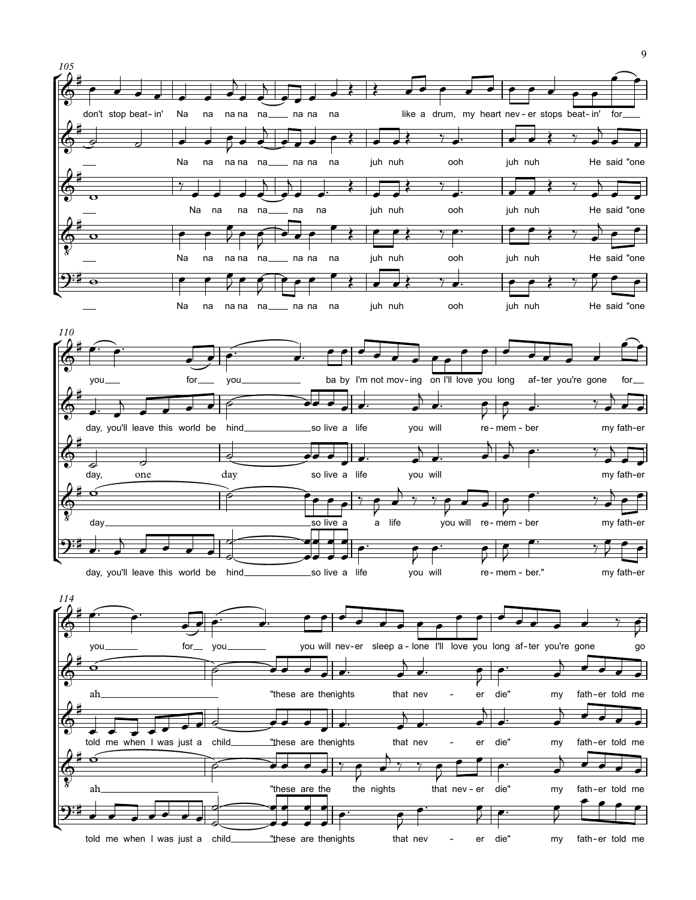105

don't stop beat-in' Na na na na na na na na like a drum, my heart nev-er stops beat-in' for

Na na na na na na na na juh nuh ooh juh nuh He said "one

Na na na na na na na juh nuh ooh juh nuh He said "one

Na na na na na na na na juh nuh ooh juh nuh He said "one

Na na na na na na na na juh nuh ooh juh nuh He said "one

110

you for you ba by I'm not mov-ing on I'll love you long af-ter you're gone for

day, you'll leave this world be hind so live a life you will re-mem-ber my fath-er

day, one day so live a life you will my fath-er

day so live a a life you will re-mem-ber my fath-er

day, you'll leave this world be hind so live a life you will re-mem-ber." my fath-er

114

you for you you will nev-er sleep a-lone I'll love you long af-ter you're gone go

ah "these are the nights that nev - er die" my fath-er told me

told me when I was just a child "these are the nights that nev - er die" my fath-er told me

ah "these are the the nights that nev-er die" my fath-er told me

told me when I was just a child "these are the nights that nev - er die" my fath-er told me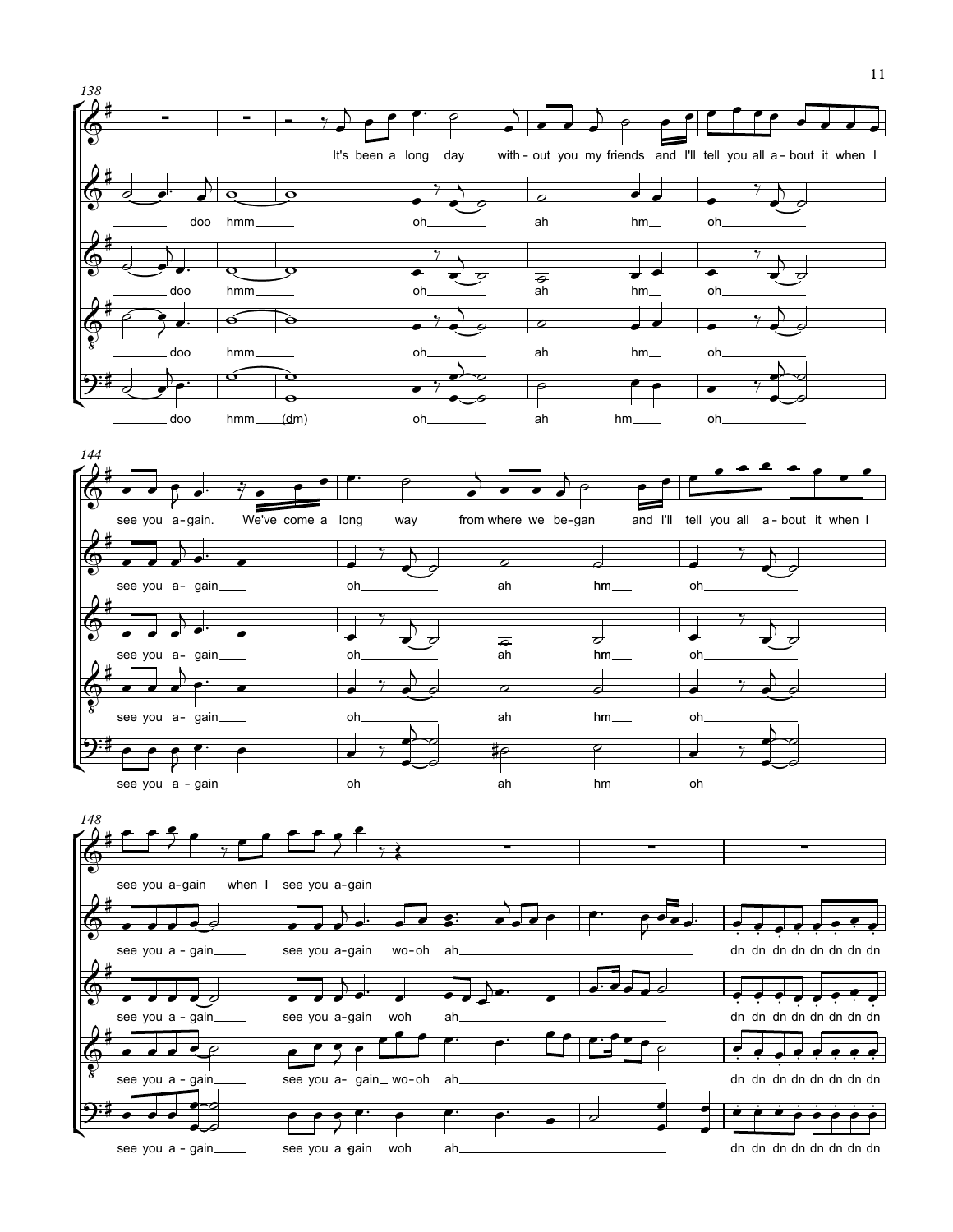138

It's been a long day without you my friends and I'll tell you all a-bout it when I

doo hmm oh ah hm oh

doo hmm oh ah hm oh

doo hmm oh ah hm oh

doo hmm (dm) oh ah hm oh

144

see you a-gain. We've come a long way from where we be-gan and I'll tell you all a-bout it when I

see you a- gain oh ah hm oh

see you a- gain oh ah hm oh

see you a- gain oh ah hm oh

see you a - gain oh ah hm oh

148

see you a-gain when I see you a-gain

see you a - gain see you a-gain wo-oh ah dn dn dn dn dn dn dn dn

see you a - gain see you a-gain woh ah dn dn dn dn dn dn dn dn

see you a - gain see you a- gain wo-oh ah dn dn dn dn dn dn dn dn

see you a - gain see you a-gain woh ah dn dn dn dn dn dn dn dn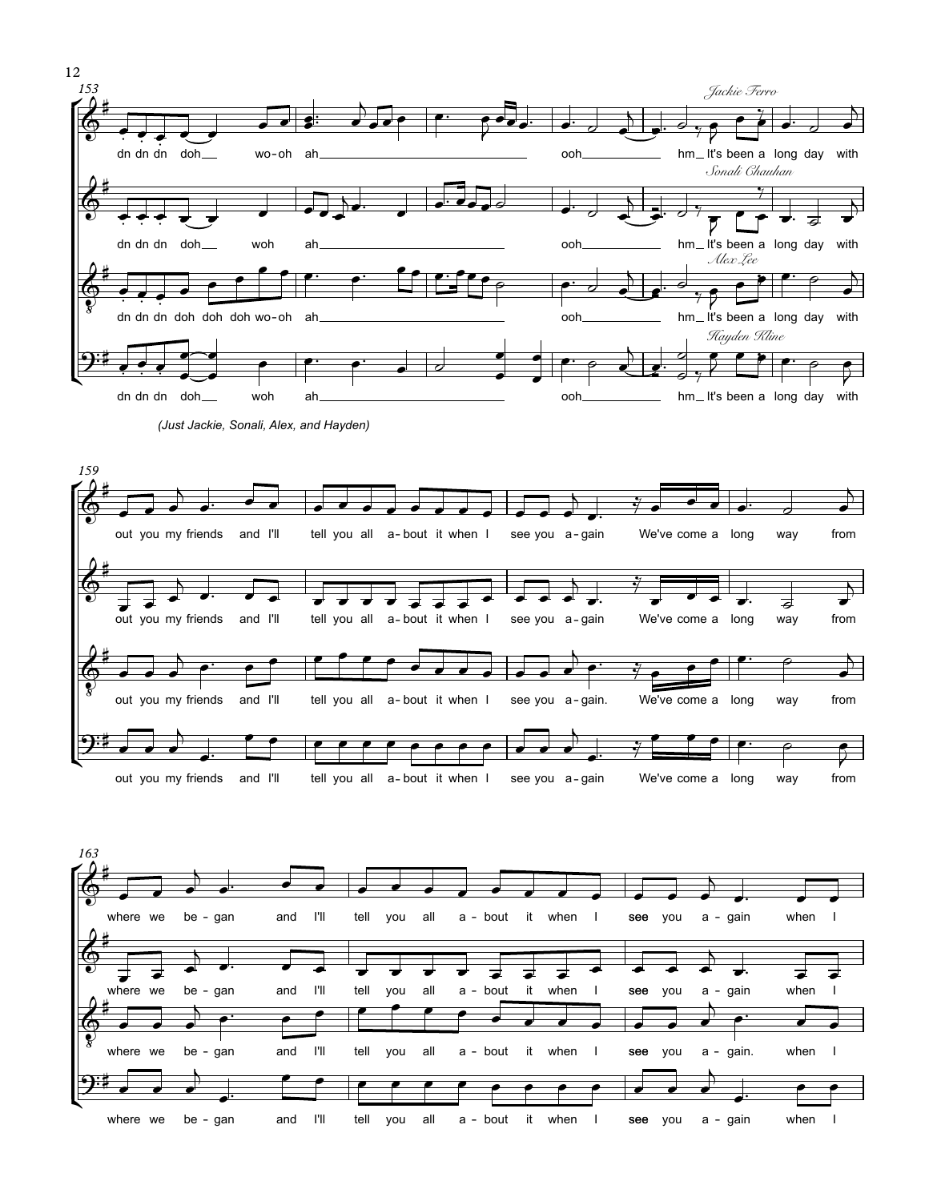153

*Jackie Ferro*

dn dn dn doh woh-oh ah ooh hm It's been a long day with

*Sonali Chauhan*

dn dn dn doh woh ah ooh hm It's been a long day with

*Alex Lee*

dn dn dn doh doh doh wo-oh ah ooh hm It's been a long day with

*Hayden Kline*

dn dn dn doh woh ah ooh hm It's been a long day with

*(Just Jackie, Sonali, Alex, and Hayden)*

159

out you my friends and I'll tell you all a-bout it when I see you a-gain We've come a long way from

out you my friends and I'll tell you all a-bout it when I see you a-gain We've come a long way from

out you my friends and I'll tell you all a-bout it when I see you a-gain. We've come a long way from

out you my friends and I'll tell you all a-bout it when I see you a-gain We've come a long way from

163

where we be-gan and I'll tell you all a-bout it when I see you a-gain when I

where we be-gan and I'll tell you all a-bout it when I see you a-gain when I

where we be-gan and I'll tell you all a-bout it when I see you a-gain. when I

where we be-gan and I'll tell you all a-bout it when I see you a-gain when I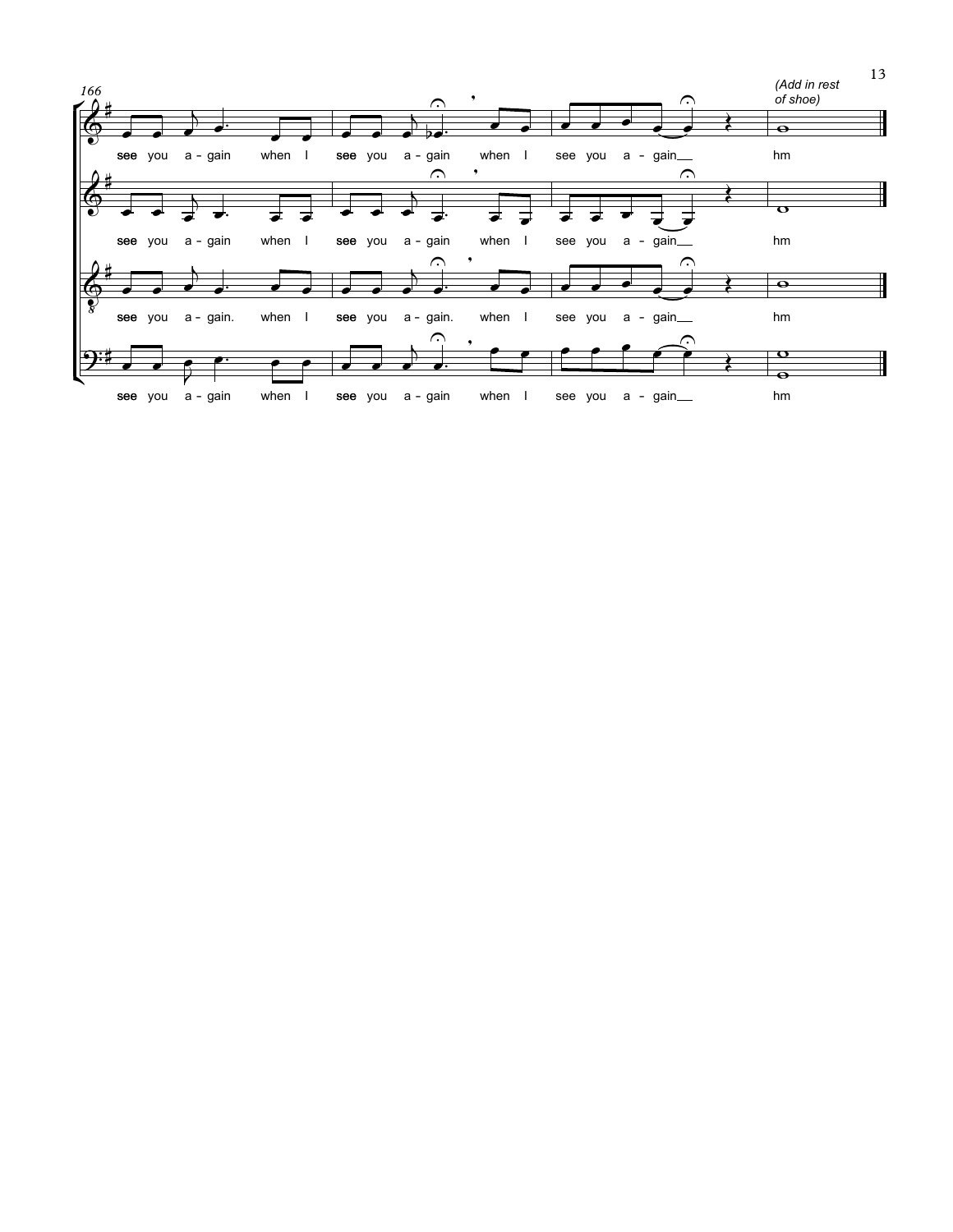*(Add in rest of shoe)*

see you a - gain when I see you a - gain when I see you a - gain hm

see you a - gain when I see you a - gain when I see you a - gain hm

see you a - gain. when I see you a - gain. when I see you a - gain hm

see you a - gain when I see you a - gain when I see you a - gain hm